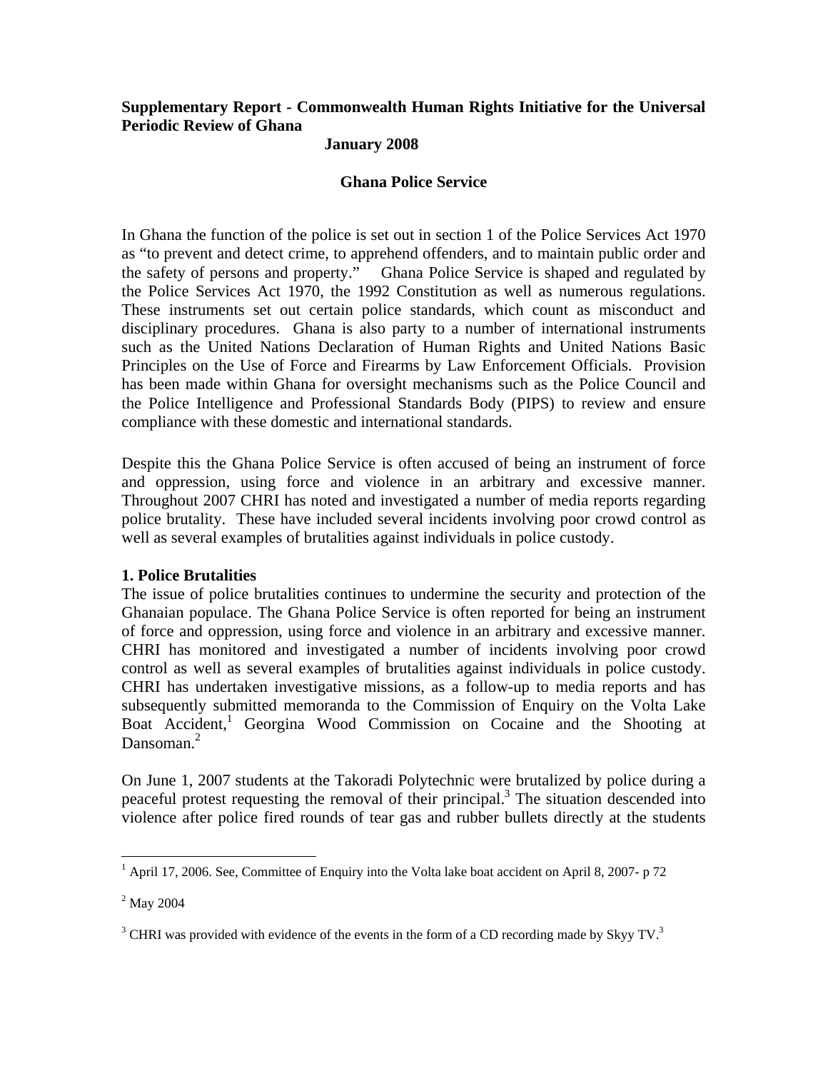**Supplementary Report - Commonwealth Human Rights Initiative for the Universal Periodic Review of Ghana**

**January 2008**

**Ghana Police Service**

In Ghana the function of the police is set out in section 1 of the Police Services Act 1970 as "to prevent and detect crime, to apprehend offenders, and to maintain public order and the safety of persons and property." Ghana Police Service is shaped and regulated by the Police Services Act 1970, the 1992 Constitution as well as numerous regulations. These instruments set out certain police standards, which count as misconduct and disciplinary procedures. Ghana is also party to a number of international instruments such as the United Nations Declaration of Human Rights and United Nations Basic Principles on the Use of Force and Firearms by Law Enforcement Officials. Provision has been made within Ghana for oversight mechanisms such as the Police Council and the Police Intelligence and Professional Standards Body (PIPS) to review and ensure compliance with these domestic and international standards.

Despite this the Ghana Police Service is often accused of being an instrument of force and oppression, using force and violence in an arbitrary and excessive manner. Throughout 2007 CHRI has noted and investigated a number of media reports regarding police brutality. These have included several incidents involving poor crowd control as well as several examples of brutalities against individuals in police custody.

**1. Police Brutalities**

The issue of police brutalities continues to undermine the security and protection of the Ghanaian populace. The Ghana Police Service is often reported for being an instrument of force and oppression, using force and violence in an arbitrary and excessive manner. CHRI has monitored and investigated a number of incidents involving poor crowd control as well as several examples of brutalities against individuals in police custody. CHRI has undertaken investigative missions, as a follow-up to media reports and has subsequently submitted memoranda to the Commission of Enquiry on the Volta Lake Boat Accident,[1] Georgina Wood Commission on Cocaine and the Shooting at Dansoman.[2]

On June 1, 2007 students at the Takoradi Polytechnic were brutalized by police during a peaceful protest requesting the removal of their principal.[3] The situation descended into violence after police fired rounds of tear gas and rubber bullets directly at the students

---

[1] April 17, 2006. See, Committee of Enquiry into the Volta lake boat accident on April 8, 2007- p 72

[2] May 2004

[3] CHRI was provided with evidence of the events in the form of a CD recording made by Skyy TV.[3]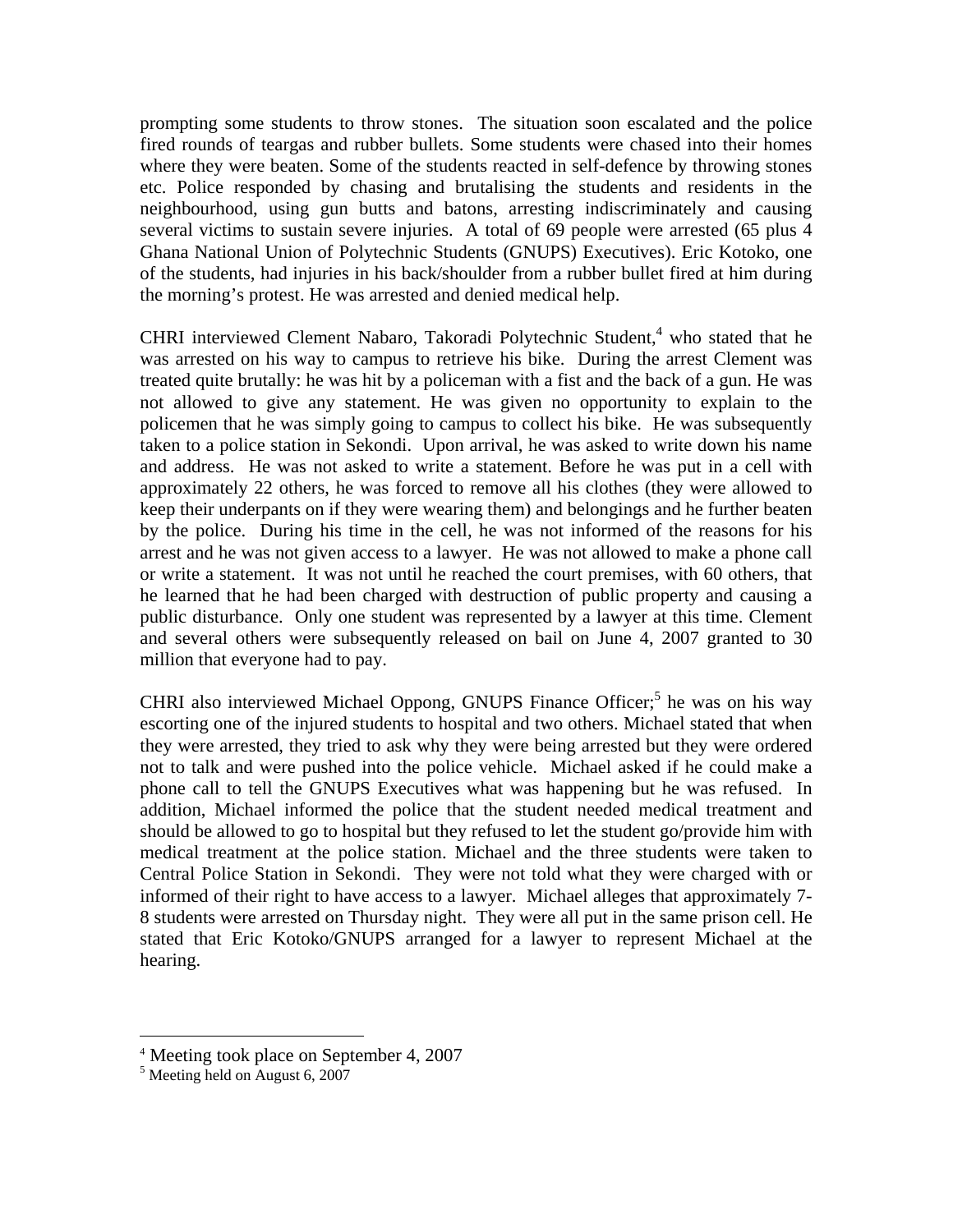prompting some students to throw stones. The situation soon escalated and the police fired rounds of teargas and rubber bullets. Some students were chased into their homes where they were beaten. Some of the students reacted in self-defence by throwing stones etc. Police responded by chasing and brutalising the students and residents in the neighbourhood, using gun butts and batons, arresting indiscriminately and causing several victims to sustain severe injuries. A total of 69 people were arrested (65 plus 4 Ghana National Union of Polytechnic Students (GNUPS) Executives). Eric Kotoko, one of the students, had injuries in his back/shoulder from a rubber bullet fired at him during the morning's protest. He was arrested and denied medical help.

CHRI interviewed Clement Nabaro, Takoradi Polytechnic Student,[4] who stated that he was arrested on his way to campus to retrieve his bike. During the arrest Clement was treated quite brutally: he was hit by a policeman with a fist and the back of a gun. He was not allowed to give any statement. He was given no opportunity to explain to the policemen that he was simply going to campus to collect his bike. He was subsequently taken to a police station in Sekondi. Upon arrival, he was asked to write down his name and address. He was not asked to write a statement. Before he was put in a cell with approximately 22 others, he was forced to remove all his clothes (they were allowed to keep their underpants on if they were wearing them) and belongings and he further beaten by the police. During his time in the cell, he was not informed of the reasons for his arrest and he was not given access to a lawyer. He was not allowed to make a phone call or write a statement. It was not until he reached the court premises, with 60 others, that he learned that he had been charged with destruction of public property and causing a public disturbance. Only one student was represented by a lawyer at this time. Clement and several others were subsequently released on bail on June 4, 2007 granted to 30 million that everyone had to pay.

CHRI also interviewed Michael Oppong, GNUPS Finance Officer;[5] he was on his way escorting one of the injured students to hospital and two others. Michael stated that when they were arrested, they tried to ask why they were being arrested but they were ordered not to talk and were pushed into the police vehicle. Michael asked if he could make a phone call to tell the GNUPS Executives what was happening but he was refused. In addition, Michael informed the police that the student needed medical treatment and should be allowed to go to hospital but they refused to let the student go/provide him with medical treatment at the police station. Michael and the three students were taken to Central Police Station in Sekondi. They were not told what they were charged with or informed of their right to have access to a lawyer. Michael alleges that approximately 7-8 students were arrested on Thursday night. They were all put in the same prison cell. He stated that Eric Kotoko/GNUPS arranged for a lawyer to represent Michael at the hearing.

---

[4] Meeting took place on September 4, 2007

[5] Meeting held on August 6, 2007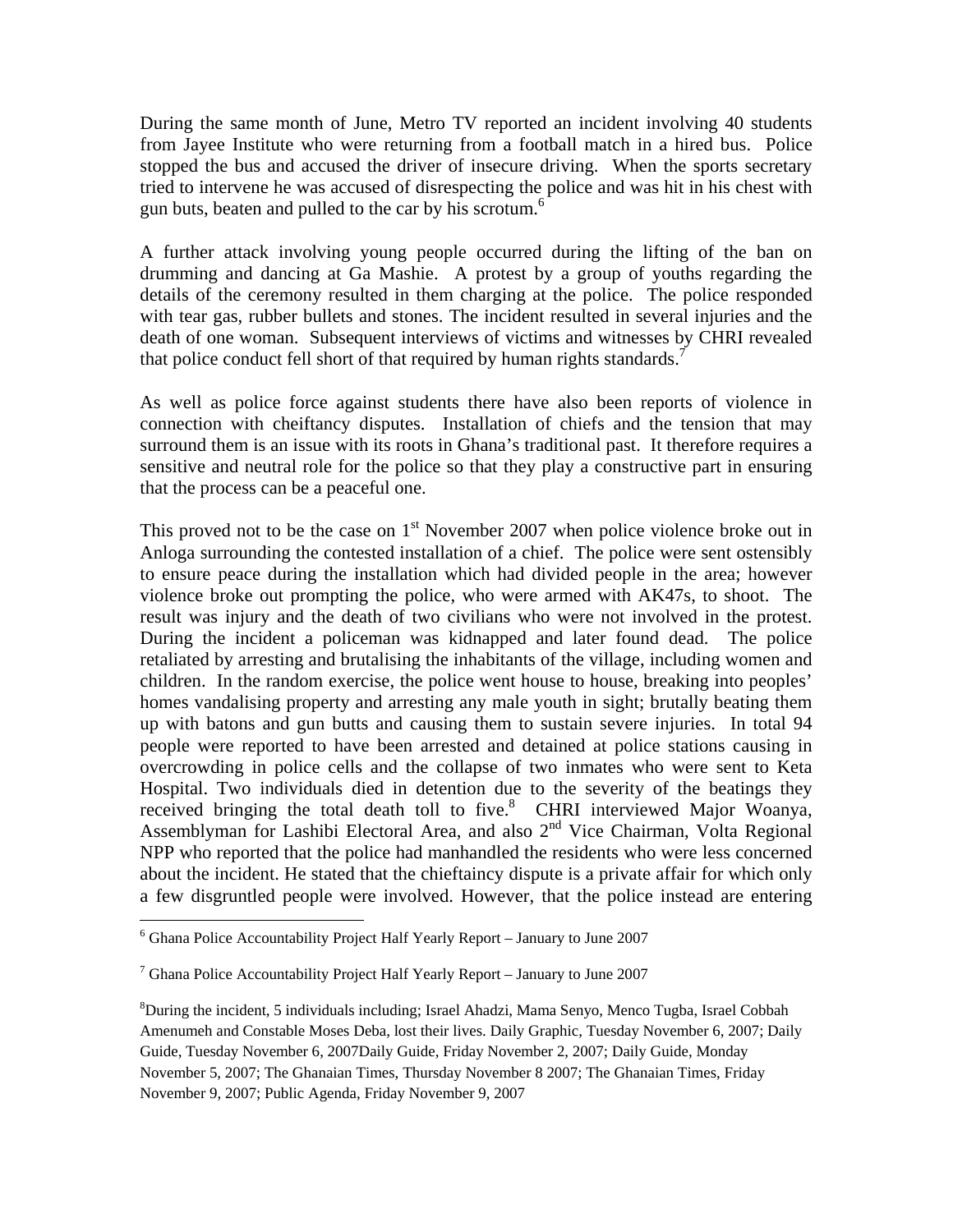During the same month of June, Metro TV reported an incident involving 40 students from Jayee Institute who were returning from a football match in a hired bus. Police stopped the bus and accused the driver of insecure driving. When the sports secretary tried to intervene he was accused of disrespecting the police and was hit in his chest with gun buts, beaten and pulled to the car by his scrotum.[6]

A further attack involving young people occurred during the lifting of the ban on drumming and dancing at Ga Mashie. A protest by a group of youths regarding the details of the ceremony resulted in them charging at the police. The police responded with tear gas, rubber bullets and stones. The incident resulted in several injuries and the death of one woman. Subsequent interviews of victims and witnesses by CHRI revealed that police conduct fell short of that required by human rights standards.[7]

As well as police force against students there have also been reports of violence in connection with cheiftancy disputes. Installation of chiefs and the tension that may surround them is an issue with its roots in Ghana's traditional past. It therefore requires a sensitive and neutral role for the police so that they play a constructive part in ensuring that the process can be a peaceful one.

This proved not to be the case on 1st November 2007 when police violence broke out in Anloga surrounding the contested installation of a chief. The police were sent ostensibly to ensure peace during the installation which had divided people in the area; however violence broke out prompting the police, who were armed with AK47s, to shoot. The result was injury and the death of two civilians who were not involved in the protest. During the incident a policeman was kidnapped and later found dead. The police retaliated by arresting and brutalising the inhabitants of the village, including women and children. In the random exercise, the police went house to house, breaking into peoples' homes vandalising property and arresting any male youth in sight; brutally beating them up with batons and gun butts and causing them to sustain severe injuries. In total 94 people were reported to have been arrested and detained at police stations causing in overcrowding in police cells and the collapse of two inmates who were sent to Keta Hospital. Two individuals died in detention due to the severity of the beatings they received bringing the total death toll to five.[8] CHRI interviewed Major Woanya, Assemblyman for Lashibi Electoral Area, and also 2nd Vice Chairman, Volta Regional NPP who reported that the police had manhandled the residents who were less concerned about the incident. He stated that the chieftaincy dispute is a private affair for which only a few disgruntled people were involved. However, that the police instead are entering

---

[6] Ghana Police Accountability Project Half Yearly Report – January to June 2007

[7] Ghana Police Accountability Project Half Yearly Report – January to June 2007

[8] During the incident, 5 individuals including; Israel Ahadzi, Mama Senyo, Menco Tugba, Israel Cobbah Amenumeh and Constable Moses Deba, lost their lives. Daily Graphic, Tuesday November 6, 2007; Daily Guide, Tuesday November 6, 2007Daily Guide, Friday November 2, 2007; Daily Guide, Monday November 5, 2007; The Ghanaian Times, Thursday November 8 2007; The Ghanaian Times, Friday November 9, 2007; Public Agenda, Friday November 9, 2007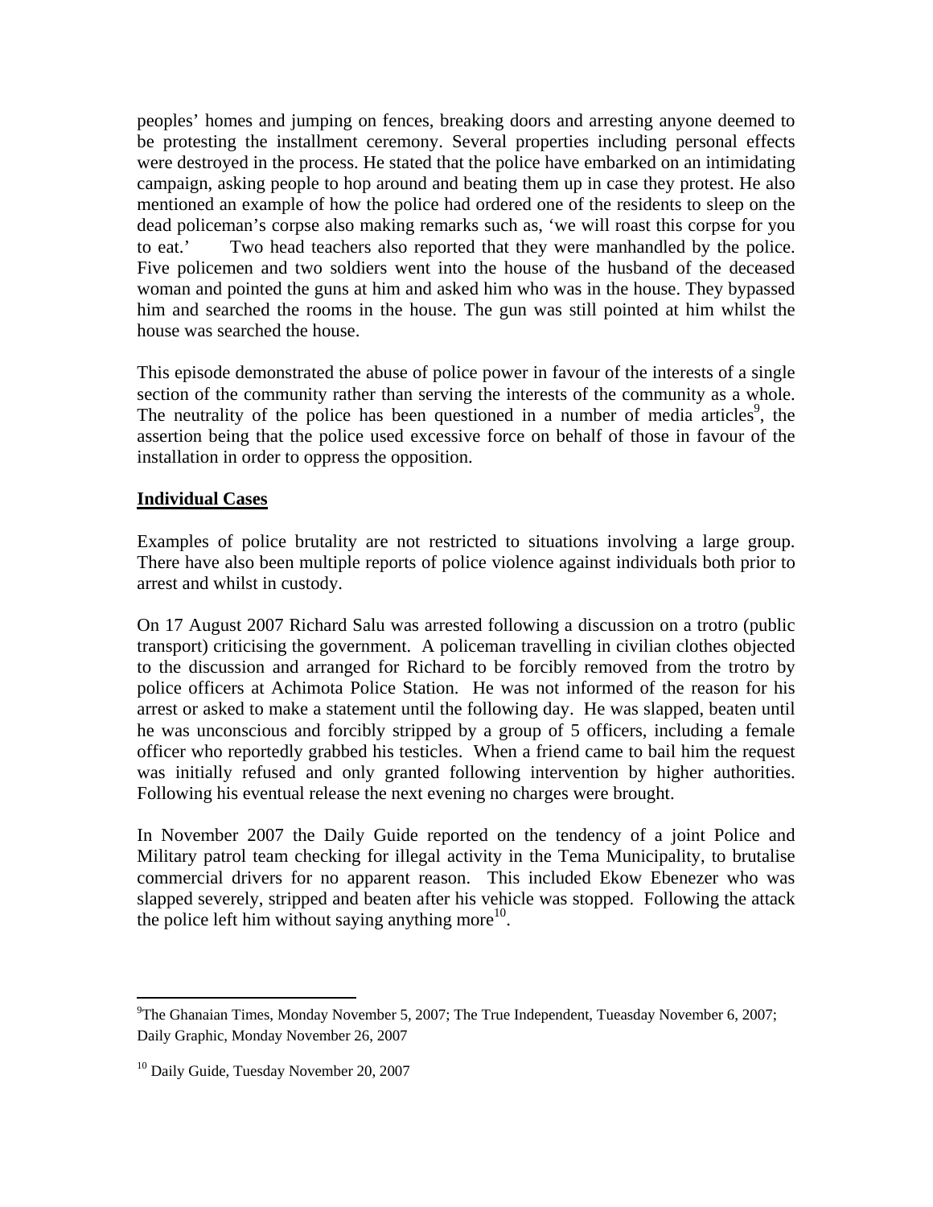peoples' homes and jumping on fences, breaking doors and arresting anyone deemed to be protesting the installment ceremony. Several properties including personal effects were destroyed in the process. He stated that the police have embarked on an intimidating campaign, asking people to hop around and beating them up in case they protest. He also mentioned an example of how the police had ordered one of the residents to sleep on the dead policeman's corpse also making remarks such as, 'we will roast this corpse for you to eat.' Two head teachers also reported that they were manhandled by the police. Five policemen and two soldiers went into the house of the husband of the deceased woman and pointed the guns at him and asked him who was in the house. They bypassed him and searched the rooms in the house. The gun was still pointed at him whilst the house was searched the house.

This episode demonstrated the abuse of police power in favour of the interests of a single section of the community rather than serving the interests of the community as a whole. The neutrality of the police has been questioned in a number of media articles[9], the assertion being that the police used excessive force on behalf of those in favour of the installation in order to oppress the opposition.

## Individual Cases

Examples of police brutality are not restricted to situations involving a large group. There have also been multiple reports of police violence against individuals both prior to arrest and whilst in custody.

On 17 August 2007 Richard Salu was arrested following a discussion on a trotro (public transport) criticising the government. A policeman travelling in civilian clothes objected to the discussion and arranged for Richard to be forcibly removed from the trotro by police officers at Achimota Police Station. He was not informed of the reason for his arrest or asked to make a statement until the following day. He was slapped, beaten until he was unconscious and forcibly stripped by a group of 5 officers, including a female officer who reportedly grabbed his testicles. When a friend came to bail him the request was initially refused and only granted following intervention by higher authorities. Following his eventual release the next evening no charges were brought.

In November 2007 the Daily Guide reported on the tendency of a joint Police and Military patrol team checking for illegal activity in the Tema Municipality, to brutalise commercial drivers for no apparent reason. This included Ekow Ebenezer who was slapped severely, stripped and beaten after his vehicle was stopped. Following the attack the police left him without saying anything more[10].

---

[9] The Ghanaian Times, Monday November 5, 2007; The True Independent, Tueasday November 6, 2007; Daily Graphic, Monday November 26, 2007

[10] Daily Guide, Tuesday November 20, 2007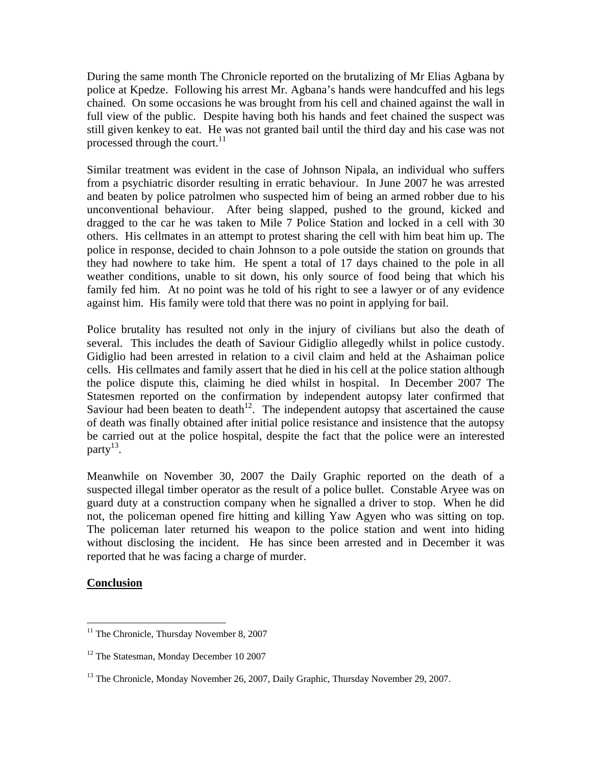During the same month The Chronicle reported on the brutalizing of Mr Elias Agbana by police at Kpedze. Following his arrest Mr. Agbana's hands were handcuffed and his legs chained. On some occasions he was brought from his cell and chained against the wall in full view of the public. Despite having both his hands and feet chained the suspect was still given kenkey to eat. He was not granted bail until the third day and his case was not processed through the court.[11]

Similar treatment was evident in the case of Johnson Nipala, an individual who suffers from a psychiatric disorder resulting in erratic behaviour. In June 2007 he was arrested and beaten by police patrolmen who suspected him of being an armed robber due to his unconventional behaviour. After being slapped, pushed to the ground, kicked and dragged to the car he was taken to Mile 7 Police Station and locked in a cell with 30 others. His cellmates in an attempt to protest sharing the cell with him beat him up. The police in response, decided to chain Johnson to a pole outside the station on grounds that they had nowhere to take him. He spent a total of 17 days chained to the pole in all weather conditions, unable to sit down, his only source of food being that which his family fed him. At no point was he told of his right to see a lawyer or of any evidence against him. His family were told that there was no point in applying for bail.

Police brutality has resulted not only in the injury of civilians but also the death of several. This includes the death of Saviour Gidiglio allegedly whilst in police custody. Gidiglio had been arrested in relation to a civil claim and held at the Ashaiman police cells. His cellmates and family assert that he died in his cell at the police station although the police dispute this, claiming he died whilst in hospital. In December 2007 The Statesmen reported on the confirmation by independent autopsy later confirmed that Saviour had been beaten to death[12]. The independent autopsy that ascertained the cause of death was finally obtained after initial police resistance and insistence that the autopsy be carried out at the police hospital, despite the fact that the police were an interested party[13].

Meanwhile on November 30, 2007 the Daily Graphic reported on the death of a suspected illegal timber operator as the result of a police bullet. Constable Aryee was on guard duty at a construction company when he signalled a driver to stop. When he did not, the policeman opened fire hitting and killing Yaw Agyen who was sitting on top. The policeman later returned his weapon to the police station and went into hiding without disclosing the incident. He has since been arrested and in December it was reported that he was facing a charge of murder.

## Conclusion

[11] The Chronicle, Thursday November 8, 2007

[12] The Statesman, Monday December 10 2007

[13] The Chronicle, Monday November 26, 2007, Daily Graphic, Thursday November 29, 2007.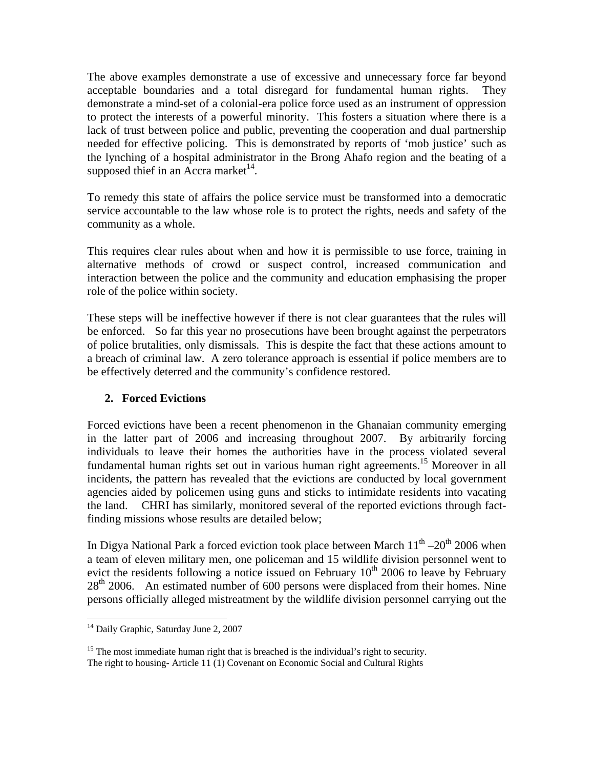The above examples demonstrate a use of excessive and unnecessary force far beyond acceptable boundaries and a total disregard for fundamental human rights. They demonstrate a mind-set of a colonial-era police force used as an instrument of oppression to protect the interests of a powerful minority. This fosters a situation where there is a lack of trust between police and public, preventing the cooperation and dual partnership needed for effective policing. This is demonstrated by reports of 'mob justice' such as the lynching of a hospital administrator in the Brong Ahafo region and the beating of a supposed thief in an Accra market[14].

To remedy this state of affairs the police service must be transformed into a democratic service accountable to the law whose role is to protect the rights, needs and safety of the community as a whole.

This requires clear rules about when and how it is permissible to use force, training in alternative methods of crowd or suspect control, increased communication and interaction between the police and the community and education emphasising the proper role of the police within society.

These steps will be ineffective however if there is not clear guarantees that the rules will be enforced. So far this year no prosecutions have been brought against the perpetrators of police brutalities, only dismissals. This is despite the fact that these actions amount to a breach of criminal law. A zero tolerance approach is essential if police members are to be effectively deterred and the community's confidence restored.

## 2. Forced Evictions

Forced evictions have been a recent phenomenon in the Ghanaian community emerging in the latter part of 2006 and increasing throughout 2007. By arbitrarily forcing individuals to leave their homes the authorities have in the process violated several fundamental human rights set out in various human right agreements.[15] Moreover in all incidents, the pattern has revealed that the evictions are conducted by local government agencies aided by policemen using guns and sticks to intimidate residents into vacating the land. CHRI has similarly, monitored several of the reported evictions through fact-finding missions whose results are detailed below;

In Digya National Park a forced eviction took place between March 11th –20th 2006 when a team of eleven military men, one policeman and 15 wildlife division personnel went to evict the residents following a notice issued on February 10th 2006 to leave by February 28th 2006. An estimated number of 600 persons were displaced from their homes. Nine persons officially alleged mistreatment by the wildlife division personnel carrying out the

---

[14] Daily Graphic, Saturday June 2, 2007

[15] The most immediate human right that is breached is the individual's right to security.
The right to housing- Article 11 (1) Covenant on Economic Social and Cultural Rights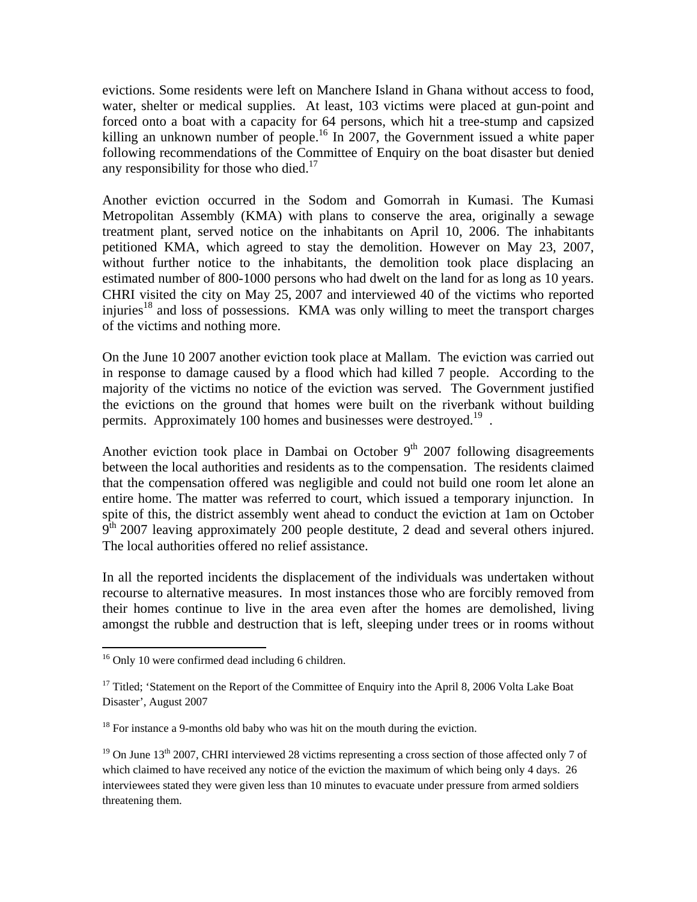evictions. Some residents were left on Manchere Island in Ghana without access to food, water, shelter or medical supplies. At least, 103 victims were placed at gun-point and forced onto a boat with a capacity for 64 persons, which hit a tree-stump and capsized killing an unknown number of people.[16] In 2007, the Government issued a white paper following recommendations of the Committee of Enquiry on the boat disaster but denied any responsibility for those who died.[17]

Another eviction occurred in the Sodom and Gomorrah in Kumasi. The Kumasi Metropolitan Assembly (KMA) with plans to conserve the area, originally a sewage treatment plant, served notice on the inhabitants on April 10, 2006. The inhabitants petitioned KMA, which agreed to stay the demolition. However on May 23, 2007, without further notice to the inhabitants, the demolition took place displacing an estimated number of 800-1000 persons who had dwelt on the land for as long as 10 years. CHRI visited the city on May 25, 2007 and interviewed 40 of the victims who reported injuries[18] and loss of possessions. KMA was only willing to meet the transport charges of the victims and nothing more.

On the June 10 2007 another eviction took place at Mallam. The eviction was carried out in response to damage caused by a flood which had killed 7 people. According to the majority of the victims no notice of the eviction was served. The Government justified the evictions on the ground that homes were built on the riverbank without building permits. Approximately 100 homes and businesses were destroyed.[19] .

Another eviction took place in Dambai on October 9th 2007 following disagreements between the local authorities and residents as to the compensation. The residents claimed that the compensation offered was negligible and could not build one room let alone an entire home. The matter was referred to court, which issued a temporary injunction. In spite of this, the district assembly went ahead to conduct the eviction at 1am on October 9th 2007 leaving approximately 200 people destitute, 2 dead and several others injured. The local authorities offered no relief assistance.

In all the reported incidents the displacement of the individuals was undertaken without recourse to alternative measures. In most instances those who are forcibly removed from their homes continue to live in the area even after the homes are demolished, living amongst the rubble and destruction that is left, sleeping under trees or in rooms without

---

[16] Only 10 were confirmed dead including 6 children.

[17] Titled; 'Statement on the Report of the Committee of Enquiry into the April 8, 2006 Volta Lake Boat Disaster', August 2007

[18] For instance a 9-months old baby who was hit on the mouth during the eviction.

[19] On June 13th 2007, CHRI interviewed 28 victims representing a cross section of those affected only 7 of which claimed to have received any notice of the eviction the maximum of which being only 4 days. 26 interviewees stated they were given less than 10 minutes to evacuate under pressure from armed soldiers threatening them.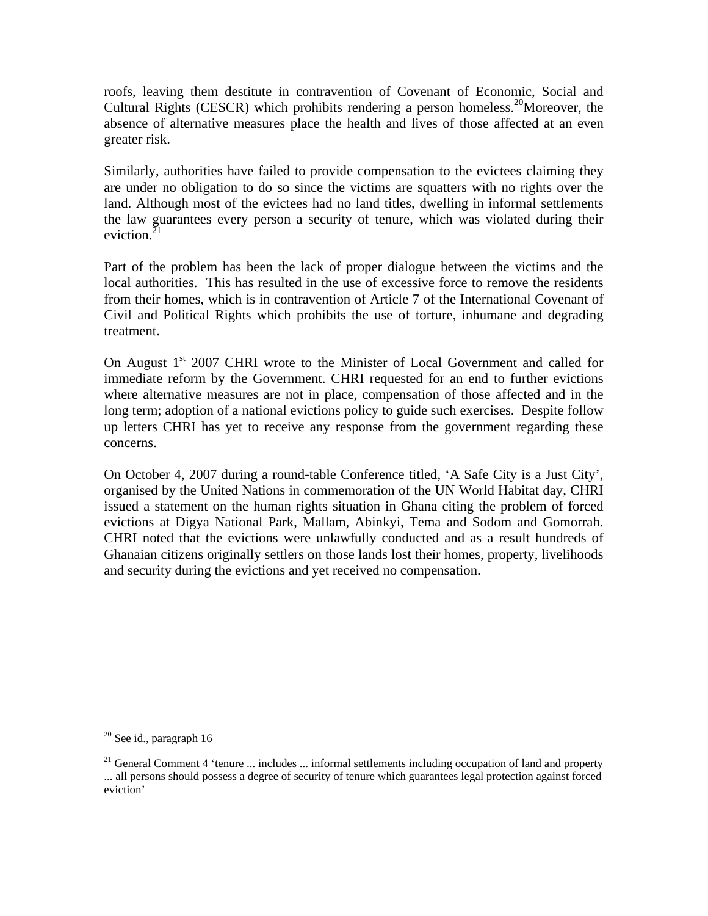roofs, leaving them destitute in contravention of Covenant of Economic, Social and Cultural Rights (CESCR) which prohibits rendering a person homeless.[20]Moreover, the absence of alternative measures place the health and lives of those affected at an even greater risk.

Similarly, authorities have failed to provide compensation to the evictees claiming they are under no obligation to do so since the victims are squatters with no rights over the land. Although most of the evictees had no land titles, dwelling in informal settlements the law guarantees every person a security of tenure, which was violated during their eviction.[21]

Part of the problem has been the lack of proper dialogue between the victims and the local authorities. This has resulted in the use of excessive force to remove the residents from their homes, which is in contravention of Article 7 of the International Covenant of Civil and Political Rights which prohibits the use of torture, inhumane and degrading treatment.

On August 1st 2007 CHRI wrote to the Minister of Local Government and called for immediate reform by the Government. CHRI requested for an end to further evictions where alternative measures are not in place, compensation of those affected and in the long term; adoption of a national evictions policy to guide such exercises. Despite follow up letters CHRI has yet to receive any response from the government regarding these concerns.

On October 4, 2007 during a round-table Conference titled, 'A Safe City is a Just City', organised by the United Nations in commemoration of the UN World Habitat day, CHRI issued a statement on the human rights situation in Ghana citing the problem of forced evictions at Digya National Park, Mallam, Abinkyi, Tema and Sodom and Gomorrah. CHRI noted that the evictions were unlawfully conducted and as a result hundreds of Ghanaian citizens originally settlers on those lands lost their homes, property, livelihoods and security during the evictions and yet received no compensation.

---

[20] See id., paragraph 16

[21] General Comment 4 'tenure ... includes ... informal settlements including occupation of land and property ... all persons should possess a degree of security of tenure which guarantees legal protection against forced eviction'